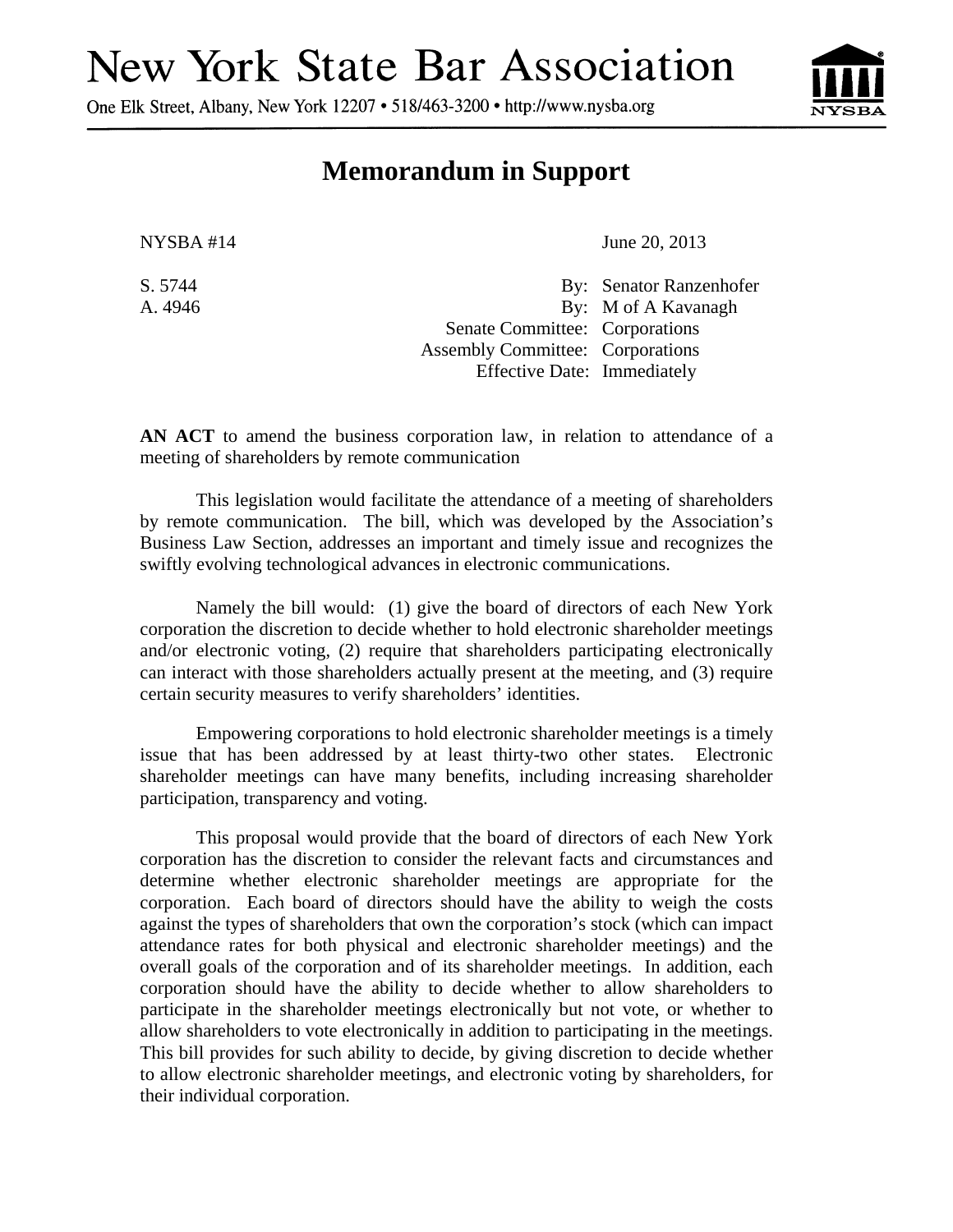# New York State Bar Association

One Elk Street, Albany, New York 12207 • 518/463-3200 • http://www.nysba.org

## Memorandum in Support

NYSBA #14 June 20, 2013

S. 5744 By: Senator Ranzenhofer
A. 4946 By: M of A Kavanagh
Senate Committee: Corporations
Assembly Committee: Corporations
Effective Date: Immediately

**AN ACT** to amend the business corporation law, in relation to attendance of a meeting of shareholders by remote communication

This legislation would facilitate the attendance of a meeting of shareholders by remote communication. The bill, which was developed by the Association's Business Law Section, addresses an important and timely issue and recognizes the swiftly evolving technological advances in electronic communications.

Namely the bill would: (1) give the board of directors of each New York corporation the discretion to decide whether to hold electronic shareholder meetings and/or electronic voting, (2) require that shareholders participating electronically can interact with those shareholders actually present at the meeting, and (3) require certain security measures to verify shareholders' identities.

Empowering corporations to hold electronic shareholder meetings is a timely issue that has been addressed by at least thirty-two other states. Electronic shareholder meetings can have many benefits, including increasing shareholder participation, transparency and voting.

This proposal would provide that the board of directors of each New York corporation has the discretion to consider the relevant facts and circumstances and determine whether electronic shareholder meetings are appropriate for the corporation. Each board of directors should have the ability to weigh the costs against the types of shareholders that own the corporation's stock (which can impact attendance rates for both physical and electronic shareholder meetings) and the overall goals of the corporation and of its shareholder meetings. In addition, each corporation should have the ability to decide whether to allow shareholders to participate in the shareholder meetings electronically but not vote, or whether to allow shareholders to vote electronically in addition to participating in the meetings. This bill provides for such ability to decide, by giving discretion to decide whether to allow electronic shareholder meetings, and electronic voting by shareholders, for their individual corporation.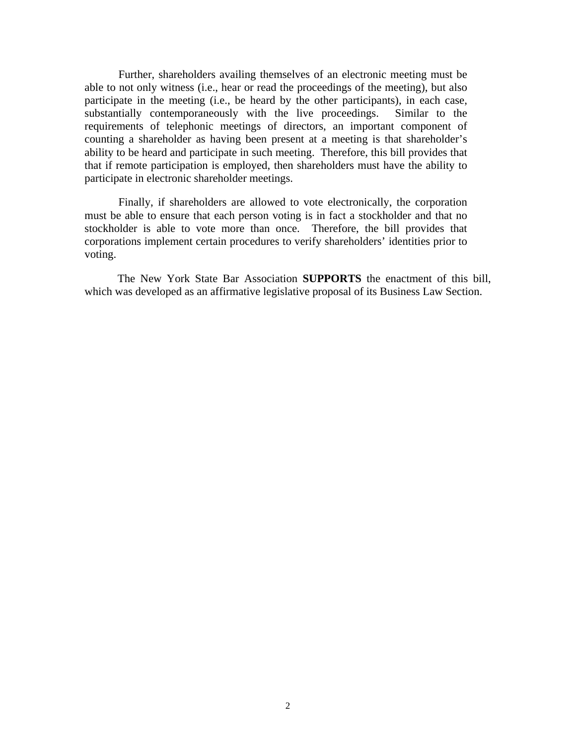Further, shareholders availing themselves of an electronic meeting must be able to not only witness (i.e., hear or read the proceedings of the meeting), but also participate in the meeting (i.e., be heard by the other participants), in each case, substantially contemporaneously with the live proceedings. Similar to the requirements of telephonic meetings of directors, an important component of counting a shareholder as having been present at a meeting is that shareholder's ability to be heard and participate in such meeting. Therefore, this bill provides that that if remote participation is employed, then shareholders must have the ability to participate in electronic shareholder meetings.

Finally, if shareholders are allowed to vote electronically, the corporation must be able to ensure that each person voting is in fact a stockholder and that no stockholder is able to vote more than once. Therefore, the bill provides that corporations implement certain procedures to verify shareholders' identities prior to voting.

The New York State Bar Association **SUPPORTS** the enactment of this bill, which was developed as an affirmative legislative proposal of its Business Law Section.